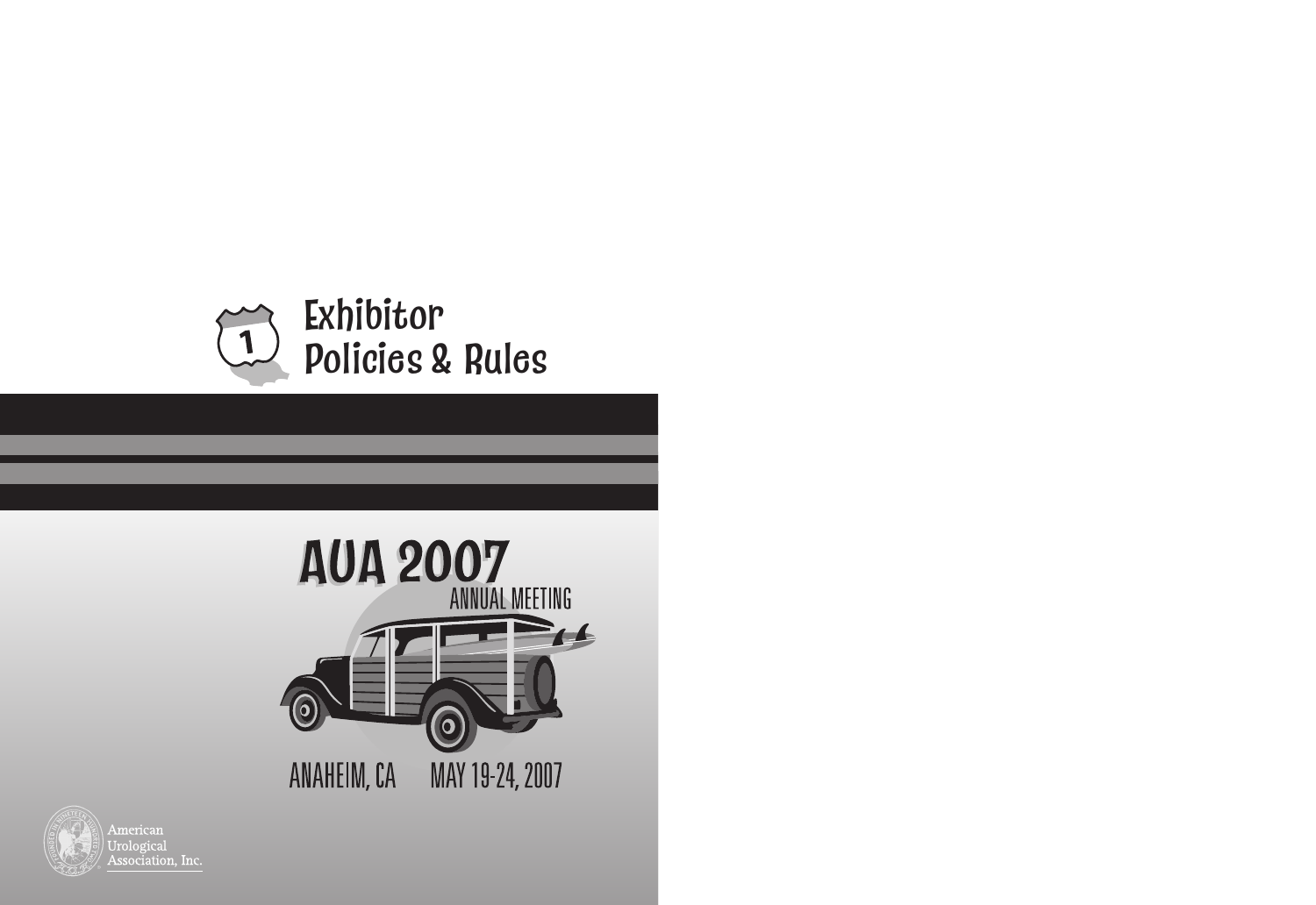# Exhibitor Policies & Rules

## AUA 2007

ANNUAL MEETING

ANAHEIM, CA MAY 19-24, 2007

American Urological Association, Inc.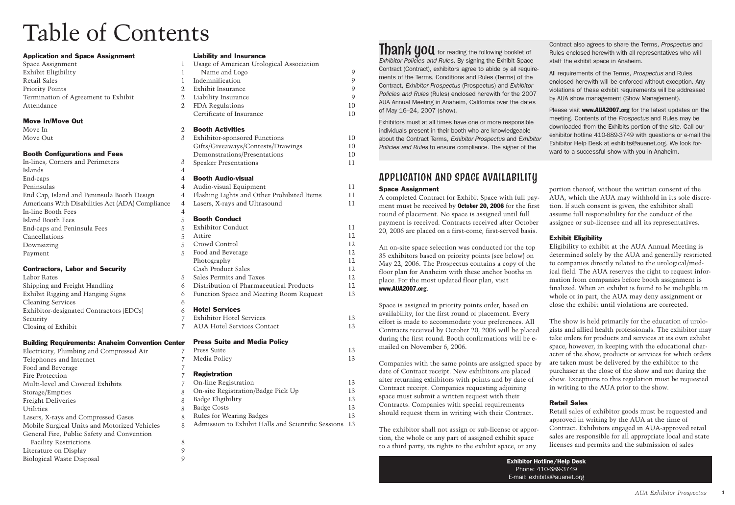# Table of Contents

**Application and Space Assignment**

| | |
|---|---|
| Space Assignment | 1 |
| Exhibit Eligibility | 1 |
| Retail Sales | 1 |
| Priority Points | 2 |
| Termination of Agreement to Exhibit | 2 |
| Attendance | 2 |

**Move In/Move Out**

| | |
|---|---|
| Move In | 2 |
| Move Out | 3 |

**Booth Configurations and Fees**

| | |
|---|---|
| In-lines, Corners and Perimeters | 3 |
| Islands | 4 |
| End-caps | 4 |
| Peninsulas | 4 |
| End Cap, Island and Peninsula Booth Design | 4 |
| Americans With Disabilities Act (ADA) Compliance | 4 |
| In-line Booth Fees | 4 |
| Island Booth Fees | 5 |
| End-caps and Peninsula Fees | 5 |
| Cancellations | 5 |
| Downsizing | 5 |
| Payment | 5 |

**Contractors, Labor and Security**

| | |
|---|---|
| Labor Rates | 5 |
| Shipping and Freight Handling | 6 |
| Exhibit Rigging and Hanging Signs | 6 |
| Cleaning Services | 6 |
| Exhibitor-designated Contractors (EDCs) | 6 |
| Security | 7 |
| Closing of Exhibit | 7 |

**Building Requirements: Anaheim Convention Center**

| | |
|---|---|
| Electricity, Plumbing and Compressed Air | 7 |
| Telephones and Internet | 7 |
| Food and Beverage | 7 |
| Fire Protection | 7 |
| Multi-level and Covered Exhibits | 7 |
| Storage/Empties | 8 |
| Freight Deliveries | 8 |
| Utilities | 8 |
| Lasers, X-rays and Compressed Gases | 8 |
| Mobile Surgical Units and Motorized Vehicles | 8 |
| General Fire, Public Safety and Convention Facility Restrictions | 8 |
| Literature on Display | 9 |
| Biological Waste Disposal | 9 |

**Liability and Insurance**

| | |
|---|---|
| Usage of American Urological Association Name and Logo | 9 |
| Indemnification | 9 |
| Exhibit Insurance | 9 |
| Liability Insurance | 9 |
| FDA Regulations | 10 |
| Certificate of Insurance | 10 |

**Booth Activities**

| | |
|---|---|
| Exhibitor-sponsored Functions | 10 |
| Gifts/Giveaways/Contests/Drawings | 10 |
| Demonstrations/Presentations | 10 |
| Speaker Presentations | 11 |

**Booth Audio-visual**

| | |
|---|---|
| Audio-visual Equipment | 11 |
| Flashing Lights and Other Prohibited Items | 11 |
| Lasers, X-rays and Ultrasound | 11 |

**Booth Conduct**

| | |
|---|---|
| Exhibitor Conduct | 11 |
| Attire | 12 |
| Crowd Control | 12 |
| Food and Beverage | 12 |
| Photography | 12 |
| Cash Product Sales | 12 |
| Sales Permits and Taxes | 12 |
| Distribution of Pharmaceutical Products | 12 |
| Function Space and Meeting Room Request | 13 |

**Hotel Services**

| | |
|---|---|
| Exhibitor Hotel Services | 13 |
| AUA Hotel Services Contact | 13 |

**Press Suite and Media Policy**

| | |
|---|---|
| Press Suite | 13 |
| Media Policy | 13 |

**Registration**

| | |
|---|---|
| On-line Registration | 13 |
| On-site Registration/Badge Pick Up | 13 |
| Badge Eligibility | 13 |
| Badge Costs | 13 |
| Rules for Wearing Badges | 13 |
| Admission to Exhibit Halls and Scientific Sessions | 13 |

**Thank you** for reading the following booklet of *Exhibitor Policies and Rules*. By signing the Exhibit Space Contract (Contract), exhibitors agree to abide by all requirements of the Terms, Conditions and Rules (Terms) of the Contract, *Exhibitor Prospectus* (Prospectus) and *Exhibitor Policies and Rules* (Rules) enclosed herewith for the 2007 AUA Annual Meeting in Anaheim, California over the dates of May 16–24, 2007 (show).

Exhibitors must at all times have one or more responsible individuals present in their booth who are knowledgeable about the Contract Terms, *Exhibitor Prospectus* and *Exhibitor Policies and Rules* to ensure compliance. The signer of the Contract also agrees to share the Terms, *Prospectus* and Rules enclosed herewith with all representatives who will staff the exhibit space in Anaheim.

All requirements of the Terms, *Prospectus* and Rules enclosed herewith will be enforced without exception. Any violations of these exhibit requirements will be addressed by AUA show management (Show Management).

Please visit **www.AUA2007.org** for the latest updates on the meeting. Contents of the *Prospectus* and Rules may be downloaded from the Exhibits portion of the site. Call our exhibitor hotline 410-689-3749 with questions or e-mail the Exhibitor Help Desk at exhibits@auanet.org. We look forward to a successful show with you in Anaheim.

## APPLICATION AND SPACE AVAILABILITY

### Space Assignment

A completed Contract for Exhibit Space with full payment must be received by **October 20, 2006** for the first round of placement. No space is assigned until full payment is received. Contracts received after October 20, 2006 are placed on a first-come, first-served basis.

An on-site space selection was conducted for the top 35 exhibitors based on priority points (see below) on May 22, 2006. The Prospectus contains a copy of the floor plan for Anaheim with these anchor booths in place. For the most updated floor plan, visit **www.AUA2007.org**.

Space is assigned in priority points order, based on availability, for the first round of placement. Every effort is made to accommodate your preferences. All Contracts received by October 20, 2006 will be placed during the first round. Booth confirmations will be e-mailed on November 6, 2006.

Companies with the same points are assigned space by date of Contract receipt. New exhibitors are placed after returning exhibitors with points and by date of Contract receipt. Companies requesting adjoining space must submit a written request with their Contracts. Companies with special requirements should request them in writing with their Contract.

The exhibitor shall not assign or sub-license or apportion, the whole or any part of assigned exhibit space to a third party, its rights to the exhibit space, or any portion thereof, without the written consent of the AUA, which the AUA may withhold in its sole discretion. If such consent is given, the exhibitor shall assume full responsibility for the conduct of the assignee or sub-licensee and all its representatives.

### Exhibit Eligibility

Eligibility to exhibit at the AUA Annual Meeting is determined solely by the AUA and generally restricted to companies directly related to the urological/medical field. The AUA reserves the right to request information from companies before booth assignment is finalized. When an exhibit is found to be ineligible in whole or in part, the AUA may deny assignment or close the exhibit until violations are corrected.

The show is held primarily for the education of urologists and allied health professionals. The exhibitor may take orders for products and services at its own exhibit space, however, in keeping with the educational character of the show, products or services for which orders are taken must be delivered by the exhibitor to the purchaser at the close of the show and not during the show. Exceptions to this regulation must be requested in writing to the AUA prior to the show.

### Retail Sales

Retail sales of exhibitor goods must be requested and approved in writing by the AUA at the time of Contract. Exhibitors engaged in AUA-approved retail sales are responsible for all appropriate local and state licenses and permits and the submission of sales

**Exhibitor Hotline/Help Desk**
Phone: 410-689-3749
E-mail: exhibits@auanet.org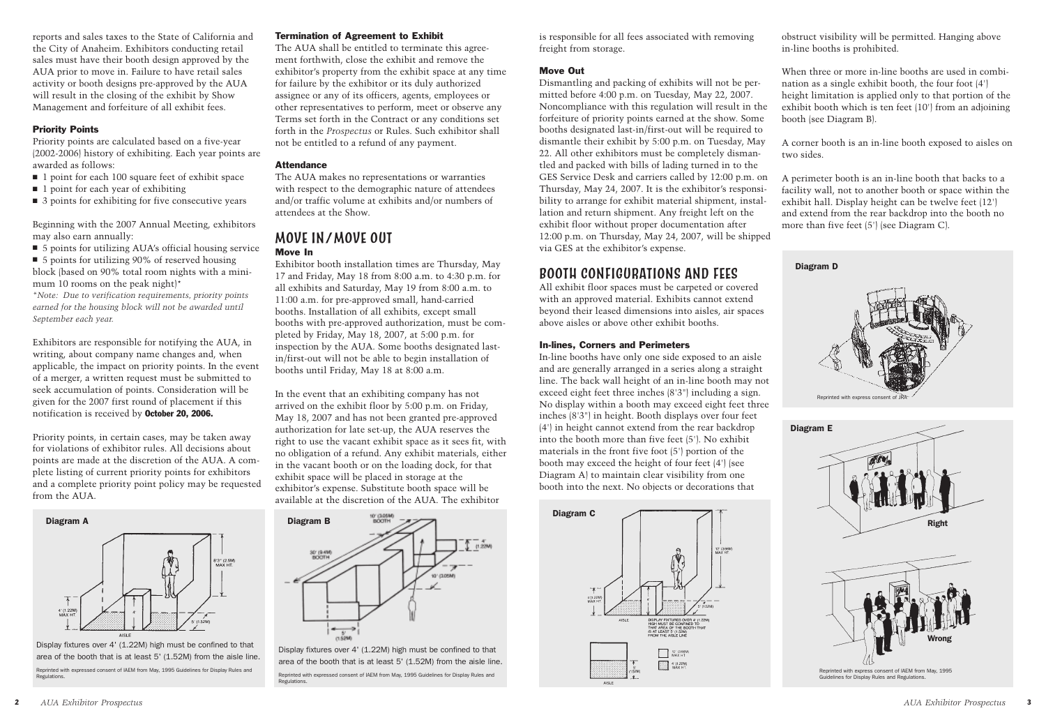reports and sales taxes to the State of California and the City of Anaheim. Exhibitors conducting retail sales must have their booth design approved by the AUA prior to move in. Failure to have retail sales activity or booth designs pre-approved by the AUA will result in the closing of the exhibit by Show Management and forfeiture of all exhibit fees.

### Priority Points

Priority points are calculated based on a five-year (2002-2006) history of exhibiting. Each year points are awarded as follows:

- 1 point for each 100 square feet of exhibit space
- 1 point for each year of exhibiting
- 3 points for exhibiting for five consecutive years

Beginning with the 2007 Annual Meeting, exhibitors may also earn annually:

- 5 points for utilizing AUA's official housing service
- 5 points for utilizing 90% of reserved housing block (based on 90% total room nights with a minimum 10 rooms on the peak night)*

*\*Note: Due to verification requirements, priority points earned for the housing block will not be awarded until September each year.*

Exhibitors are responsible for notifying the AUA, in writing, about company name changes and, when applicable, the impact on priority points. In the event of a merger, a written request must be submitted to seek accumulation of points. Consideration will be given for the 2007 first round of placement if this notification is received by **October 20, 2006.**

Priority points, in certain cases, may be taken away for violations of exhibitor rules. All decisions about points are made at the discretion of the AUA. A complete listing of current priority points for exhibitors and a complete priority point policy may be requested from the AUA.

**Diagram A**

Display fixtures over 4' (1.22M) high must be confined to that area of the booth that is at least 5' (1.52M) from the aisle line.

Reprinted with expressed consent of IAEM from May, 1995 Guidelines for Display Rules and Regulations.

### Termination of Agreement to Exhibit

The AUA shall be entitled to terminate this agreement forthwith, close the exhibit and remove the exhibitor's property from the exhibit space at any time for failure by the exhibitor or its duly authorized assignee or any of its officers, agents, employees or other representatives to perform, meet or observe any Terms set forth in the Contract or any conditions set forth in the *Prospectus* or Rules. Such exhibitor shall not be entitled to a refund of any payment.

### Attendance

The AUA makes no representations or warranties with respect to the demographic nature of attendees and/or traffic volume at exhibits and/or numbers of attendees at the Show.

## MOVE IN/MOVE OUT

### Move In

Exhibitor booth installation times are Thursday, May 17 and Friday, May 18 from 8:00 a.m. to 4:30 p.m. for all exhibits and Saturday, May 19 from 8:00 a.m. to 11:00 a.m. for pre-approved small, hand-carried booths. Installation of all exhibits, except small booths with pre-approved authorization, must be completed by Friday, May 18, 2007, at 5:00 p.m. for inspection by the AUA. Some booths designated last-in/first-out will not be able to begin installation of booths until Friday, May 18 at 8:00 a.m.

In the event that an exhibiting company has not arrived on the exhibit floor by 5:00 p.m. on Friday, May 18, 2007 and has not been granted pre-approved authorization for late set-up, the AUA reserves the right to use the vacant exhibit space as it sees fit, with no obligation of a refund. Any exhibit materials, either in the vacant booth or on the loading dock, for that exhibit space will be placed in storage at the exhibitor's expense. Substitute booth space will be available at the discretion of the AUA. The exhibitor is responsible for all fees associated with removing freight from storage.

**Diagram B**

Display fixtures over 4' (1.22M) high must be confined to that area of the booth that is at least 5' (1.52M) from the aisle line.

Reprinted with expressed consent of IAEM from May, 1995 Guidelines for Display Rules and Regulations.

### Move Out

Dismantling and packing of exhibits will not be permitted before 4:00 p.m. on Tuesday, May 22, 2007. Noncompliance with this regulation will result in the forfeiture of priority points earned at the show. Some booths designated last-in/first-out will be required to dismantle their exhibit by 5:00 p.m. on Tuesday, May 22. All other exhibitors must be completely dismantled and packed with bills of lading turned in to the GES Service Desk and carriers called by 12:00 p.m. on Thursday, May 24, 2007. It is the exhibitor's responsibility to arrange for exhibit material shipment, installation and return shipment. Any freight left on the exhibit floor without proper documentation after 12:00 p.m. on Thursday, May 24, 2007, will be shipped via GES at the exhibitor's expense.

## BOOTH CONFIGURATIONS AND FEES

All exhibit floor spaces must be carpeted or covered with an approved material. Exhibits cannot extend beyond their leased dimensions into aisles, air spaces above aisles or above other exhibit booths.

### In-lines, Corners and Perimeters

In-line booths have only one side exposed to an aisle and are generally arranged in a series along a straight line. The back wall height of an in-line booth may not exceed eight feet three inches (8'3") including a sign. No display within a booth may exceed eight feet three inches (8'3") in height. Booth displays over four feet (4') in height cannot extend from the rear backdrop into the booth more than five feet (5'). No exhibit materials in the front five foot (5') portion of the booth may exceed the height of four feet (4') (see Diagram A) to maintain clear visibility from one booth into the next. No objects or decorations that obstruct visibility will be permitted. Hanging above in-line booths is prohibited.

When three or more in-line booths are used in combination as a single exhibit booth, the four foot (4') height limitation is applied only to that portion of the exhibit booth which is ten feet (10') from an adjoining booth (see Diagram B).

A corner booth is an in-line booth exposed to aisles on two sides.

A perimeter booth is an in-line booth that backs to a facility wall, not to another booth or space within the exhibit hall. Display height can be twelve feet (12') and extend from the rear backdrop into the booth no more than five feet (5') (see Diagram C).

**Diagram C**

**Diagram D**

Reprinted with express consent of JRA

**Diagram E**

Right

Wrong

Reprinted with express consent of IAEM from May, 1995 Guidelines for Display Rules and Regulations.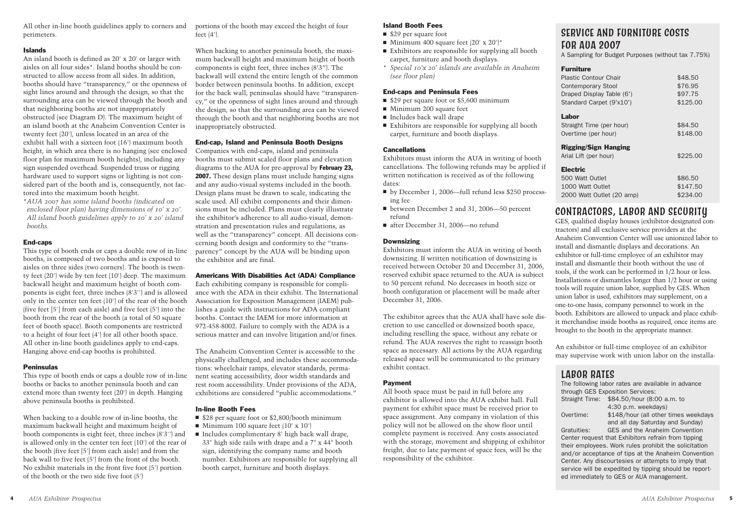All other in-line booth guidelines apply to corners and perimeters.

### Islands

An island booth is defined as 20' x 20' or larger with aisles on all four sides*. Island booths should be constructed to allow access from all sides. In addition, booths should have "transparency," or the openness of sight lines around and through the design, so that the surrounding area can be viewed through the booth and that neighboring booths are not inappropriately obstructed (see Diagram D). The maximum height of an island booth at the Anaheim Convention Center is twenty feet (20'), unless located in an area of the exhibit hall with a sixteen foot (16') maximum booth height, in which area there is no hanging (see enclosed floor plan for maximum booth heights), including any sign suspended overhead. Suspended truss or rigging hardware used to support signs or lighting is not considered part of the booth and is, consequently, not factored into the maximum booth height.

*\*AUA 2007 has some island booths (indicated on enclosed floor plan) having dimensions of 10' x 20'. All island booth guidelines apply to 10' x 20' island booths.*

### End-caps

This type of booth ends or caps a double row of in-line booths, is composed of two booths and is exposed to aisles on three sides (two corners). The booth is twenty feet (20') wide by ten feet (10') deep. The maximum backwall height and maximum height of booth components is eight feet, three inches (8'3'') and is allowed only in the center ten feet (10') of the rear of the booth (five feet [5'] from each aisle) and five feet (5') into the booth from the rear of the booth (a total of 50 square feet of booth space). Booth components are restricted to a height of four feet (4') for all other booth space. All other in-line booth guidelines apply to end-caps. Hanging above end-cap booths is prohibited.

### Peninsulas

This type of booth ends or caps a double row of in-line booths or backs to another peninsula booth and can extend more than twenty feet (20') in depth. Hanging above peninsula booths is prohibited.

When backing to a double row of in-line booths, the maximum backwall height and maximum height of booth components is eight feet, three inches (8'3'') and is allowed only in the center ten feet (10') of the rear of the booth (five feet [5'] from each aisle) and from the back wall to five feet (5') from the front of the booth. No exhibit materials in the front five foot (5') portion of the booth or the two side five foot (5') portions of the booth may exceed the height of four feet (4').

When backing to another peninsula booth, the maximum backwall height and maximum height of booth components is eight feet, three inches (8'3"). The backwall will extend the entire length of the common border between peninsula booths. In addition, except for the back wall, peninsulas should have "transparency," or the openness of sight lines around and through the design, so that the surrounding area can be viewed through the booth and that neighboring booths are not inappropriately obstructed.

### End-cap, Island and Peninsula Booth Designs

Companies with end-caps, island and peninsula booths must submit scaled floor plans and elevation diagrams to the AUA for pre-approval by **February 23, 2007.** These design plans must include hanging signs and any audio-visual systems included in the booth. Design plans must be drawn to scale, indicating the scale used. All exhibit components and their dimensions must be included. Plans must clearly illustrate the exhibitor's adherence to all audio-visual, demonstration and presentation rules and regulations, as well as the "transparency" concept. All decisions concerning booth design and conformity to the "transparency" concept by the AUA will be binding upon the exhibitor and are final.

### Americans With Disabilities Act (ADA) Compliance

Each exhibiting company is responsible for compliance with the ADA in their exhibit. The International Association for Exposition Management (IAEM) publishes a guide with instructions for ADA compliant booths. Contact the IAEM for more information at 972-458-8002. Failure to comply with the ADA is a serious matter and can involve litigation and/or fines.

The Anaheim Convention Center is accessible to the physically challenged, and includes these accommodations: wheelchair ramps, elevator standards, permanent seating accessibility, door width standards and rest room accessibility. Under provisions of the ADA, exhibitions are considered "public accommodations."

### In-line Booth Fees

- $28 per square foot or $2,800/booth minimum
- Minimum 100 square feet (10' x 10')
- Includes complimentary 8' high back wall drape, 33" high side rails with drape and a 7" x 44" booth sign, identifying the company name and booth number. Exhibitors are responsible for supplying all booth carpet, furniture and booth displays.

### Island Booth Fees

- $29 per square foot
- Minimum 400 square feet (20' x 20')*
- Exhibitors are responsible for supplying all booth carpet, furniture and booth displays.

*\* Special 10'x 20' islands are available in Anaheim (see floor plan)*

### End-caps and Peninsula Fees

- $29 per square foot or $5,600 minimum
- Minimum 200 square feet
- Includes back wall drape
- Exhibitors are responsible for supplying all booth carpet, furniture and booth displays.

### Cancellations

Exhibitors must inform the AUA in writing of booth cancellations. The following refunds may be applied if written notification is received as of the following dates:

- by December 1, 2006—full refund less $250 processing fee
- between December 2 and 31, 2006—50 percent refund
- after December 31, 2006—no refund

### Downsizing

Exhibitors must inform the AUA in writing of booth downsizing. If written notification of downsizing is received between October 20 and December 31, 2006, reserved exhibit space returned to the AUA is subject to 50 percent refund. No decreases in booth size or booth configuration or placement will be made after December 31, 2006.

The exhibitor agrees that the AUA shall have sole discretion to use cancelled or downsized booth space, including reselling the space, without any rebate or refund. The AUA reserves the right to reassign booth space as necessary. All actions by the AUA regarding released space will be communicated to the primary exhibit contact.

### Payment

All booth space must be paid in full before any exhibitor is allowed into the AUA exhibit hall. Full payment for exhibit space must be received prior to space assignment. Any company in violation of this policy will not be allowed on the show floor until complete payment is received. Any costs associated with the storage, movement and shipping of exhibitor freight, due to late payment of space fees, will be the responsibility of the exhibitor.

## SERVICE AND FURNITURE COSTS FOR AUA 2007

A Sampling for Budget Purposes (without tax 7.75%)

| **Furniture** | |
|---|---|
| Plastic Contour Chair | $48.50 |
| Contemporary Stool | $76.95 |
| Draped Display Table (6') | $97.75 |
| Standard Carpet (9'x10') | $125.00 |
| **Labor** | |
| Straight Time (per hour) | $84.50 |
| Overtime (per hour) | $148.00 |
| **Rigging/Sign Hanging** | |
| Arial Lift (per hour) | $225.00 |
| **Electric** | |
| 500 Watt Outlet | $86.50 |
| 1000 Watt Outlet | $147.50 |
| 2000 Watt Outlet (20 amp) | $234.00 |

## CONTRACTORS, LABOR AND SECURITY

GES, qualified display houses (exhibitor-designated contractors) and all exclusive service providers at the Anaheim Convention Center will use unionized labor to install and dismantle displays and decorations. An exhibitor or full-time employee of an exhibitor may install and dismantle their booth without the use of tools, if the work can be performed in 1/2 hour or less. Installations or dismantles longer than 1/2 hour or using tools will require union labor, supplied by GES. When union labor is used, exhibitors may supplement, on a one-to-one basis, company personnel to work in the booth. Exhibitors are allowed to unpack and place exhibit merchandise inside booths as required, once items are brought to the booth in the appropriate manner.

An exhibitor or full-time employee of an exhibitor may supervise work with union labor on the installa-

## LABOR RATES

The following labor rates are available in advance through GES Exposition Services:

Straight Time: $84.50/hour (8:00 a.m. to 4:30 p.m. weekdays)

Overtime: $148/hour (all other times weekdays and all day Saturday and Sunday)

Gratuities: GES and the Anaheim Convention Center request that Exhibitors refrain from tipping their employees. Work rules prohibit the solicitation and/or acceptance of tips at the Anaheim Convention Center. Any discourtesies or attempts to imply that service will be expedited by tipping should be reported immediately to GES or AUA management.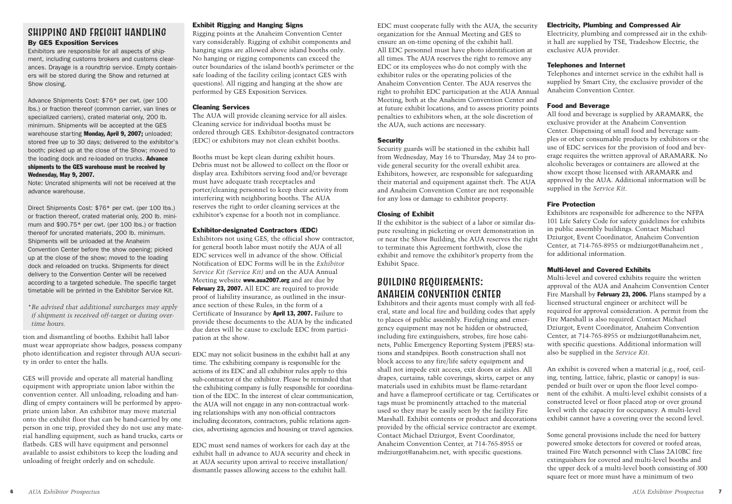## Shipping and Freight Handling

### By GES Exposition Services

Exhibitors are responsible for all aspects of shipment, including customs brokers and customs clearances. Drayage is a roundtrip service. Empty containers will be stored during the Show and returned at Show closing.

Advance Shipments Cost: $76* per cwt. (per 100 lbs.) or fraction thereof (common carrier, van lines or specialized carriers), crated material only, 200 lb. minimum. Shipments will be accepted at the GES warehouse starting **Monday, April 9, 2007;** unloaded; stored free up to 30 days; delivered to the exhibitor's booth; picked up at the close of the Show; moved to the loading dock and re-loaded on trucks. **Advance shipments to the GES warehouse must be received by Wednesday, May 9, 2007.**

Note: Uncrated shipments will not be received at the advance warehouse.

Direct Shipments Cost: $76* per cwt. (per 100 lbs.) or fraction thereof, crated material only, 200 lb. minimum and $90.75* per cwt. (per 100 lbs.) or fraction thereof for uncrated materials, 200 lb. minimum. Shipments will be unloaded at the Anaheim Convention Center before the show opening; picked up at the close of the show; moved to the loading dock and reloaded on trucks. Shipments for direct delivery to the Convention Center will be received according to a targeted schedule. The specific target timetable will be printed in the Exhibitor Service Kit.

**Be advised that additional surcharges may apply if shipment is received off-target or during overtime hours.*

tion and dismantling of booths. Exhibit hall labor must wear appropriate show badges, possess company photo identification and register through AUA security in order to enter the halls.

GES will provide and operate all material handling equipment with appropriate union labor within the convention center. All unloading, reloading and handling of empty containers will be performed by appropriate union labor. An exhibitor may move material onto the exhibit floor that can be hand-carried by one person in one trip, provided they do not use any material handling equipment, such as hand trucks, carts or flatbeds. GES will have equipment and personnel available to assist exhibitors to keep the loading and unloading of freight orderly and on schedule.

### Exhibit Rigging and Hanging Signs

Rigging points at the Anaheim Convention Center vary considerably. Rigging of exhibit components and hanging signs are allowed above island booths only. No hanging or rigging components can exceed the outer boundaries of the island booth's perimeter or the safe loading of the facility ceiling (contact GES with questions). All rigging and hanging at the show are performed by GES Exposition Services.

### Cleaning Services

The AUA will provide cleaning service for all aisles. Cleaning service for individual booths must be ordered through GES. Exhibitor-designated contractors (EDC) or exhibitors may not clean exhibit booths.

Booths must be kept clean during exhibit hours. Debris must not be allowed to collect on the floor or display area. Exhibitors serving food and/or beverage must have adequate trash receptacles and porter/cleaning personnel to keep their activity from interfering with neighboring booths. The AUA reserves the right to order cleaning services at the exhibitor's expense for a booth not in compliance.

### Exhibitor-designated Contractors (EDC)

Exhibitors not using GES, the official show contractor, for general booth labor must notify the AUA of all EDC services well in advance of the show. Official Notification of EDC Forms will be in the *Exhibitor Service Kit (Service Kit)* and on the AUA Annual Meeting website **www.aua2007.org** and are due by **February 23, 2007.** All EDC are required to provide proof of liability insurance, as outlined in the insurance section of these Rules, in the form of a Certificate of Insurance by **April 13, 2007.** Failure to provide these documents to the AUA by the indicated due dates will be cause to exclude EDC from participation at the show.

EDC may not solicit business in the exhibit hall at any time. The exhibiting company is responsible for the actions of its EDC and all exhibitor rules apply to this sub-contractor of the exhibitor. Please be reminded that the exhibiting company is fully responsible for coordination of the EDC. In the interest of clear communication, the AUA will not engage in any non-contractual working relationships with any non-official contractors including decorators, contractors, public relations agencies, advertising agencies and housing or travel agencies.

EDC must send names of workers for each day at the exhibit hall in advance to AUA security and check in at AUA security upon arrival to receive installation/dismantle passes allowing access to the exhibit hall.

EDC must cooperate fully with the AUA, the security organization for the Annual Meeting and GES to ensure an on-time opening of the exhibit hall. All EDC personnel must have photo identification at all times. The AUA reserves the right to remove any EDC or its employees who do not comply with the exhibitor rules or the operating policies of the Anaheim Convention Center. The AUA reserves the right to prohibit EDC participation at the AUA Annual Meeting, both at the Anaheim Convention Center and at future exhibit locations, and to assess priority points penalties to exhibitors when, at the sole discretion of the AUA, such actions are necessary.

### Security

Security guards will be stationed in the exhibit hall from Wednesday, May 16 to Thursday, May 24 to provide general security for the overall exhibit area. Exhibitors, however, are responsible for safeguarding their material and equipment against theft. The AUA and Anaheim Convention Center are not responsible for any loss or damage to exhibitor property.

### Closing of Exhibit

If the exhibitor is the subject of a labor or similar dispute resulting in picketing or overt demonstration in or near the Show Building, the AUA reserves the right to terminate this Agreement forthwith, close the exhibit and remove the exhibitor's property from the Exhibit Space.

## Building Requirements: Anaheim Convention Center

Exhibitors and their agents must comply with all federal, state and local fire and building codes that apply to places of public assembly. Firefighting and emergency equipment may not be hidden or obstructed, including fire extinguishers, strobes, fire hose cabinets, Public Emergency Reporting System (PERS) stations and standpipes. Booth construction shall not block access to any fire/life safety equipment and shall not impede exit access, exit doors or aisles. All drapes, curtains, table coverings, skirts, carpet or any materials used in exhibits must be flame-retardant and have a flameproof certificate or tag. Certificates or tags must be prominently attached to the material used so they may be easily seen by the facility Fire Marshall. Exhibit contents or product and decorations provided by the official service contractor are exempt. Contact Michael Dziurgot, Event Coordinator, Anaheim Convention Center, at 714-765-8955 or mdziurgot@anaheim.net, with specific questions.

### Electricity, Plumbing and Compressed Air

Electricity, plumbing and compressed air in the exhibit hall are supplied by TSE, Tradeshow Electric, the exclusive AUA provider.

### Telephones and Internet

Telephones and internet service in the exhibit hall is supplied by Smart City, the exclusive provider of the Anaheim Convention Center.

### Food and Beverage

All food and beverage is supplied by ARAMARK, the exclusive provider at the Anaheim Convention Center. Dispensing of small food and beverage samples or other consumable products by exhibitors or the use of EDC services for the provision of food and beverage requires the written approval of ARAMARK. No alcoholic beverages or containers are allowed at the show except those licensed with ARAMARK and approved by the AUA. Additional information will be supplied in the *Service Kit.*

### Fire Protection

Exhibitors are responsible for adherence to the NFPA 101 Life Safety Code for safety guidelines for exhibits in public assembly buildings. Contact Michael Dziurgot, Event Coordinator, Anaheim Convention Center, at 714-765-8955 or mdziurgot@anaheim.net , for additional information.

### Multi-level and Covered Exhibits

Multi-level and covered exhibits require the written approval of the AUA and Anaheim Convention Center Fire Marshall by **February 23, 2006.** Plans stamped by a licensed structural engineer or architect will be required for approval consideration. A permit from the Fire Marshall is also required. Contact Michael Dziurgot, Event Coordinator, Anaheim Convention Center, at 714-765-8955 or mdziurgot@anaheim.net, with specific questions. Additional information will also be supplied in the *Service Kit.*

An exhibit is covered when a material (e.g., roof, ceiling, tenting, lattice, fabric, plastic or canopy) is suspended or built over or upon the floor level component of the exhibit. A multi-level exhibit consists of a constructed level or floor placed atop or over ground level with the capacity for occupancy. A multi-level exhibit cannot have a covering over the second level.

Some general provisions include the need for battery powered smoke detectors for covered or roofed areas, trained Fire Watch personnel with Class 2A10BC fire extinguishers for covered and multi-level booths and the upper deck of a multi-level booth consisting of 300 square feet or more must have a minimum of two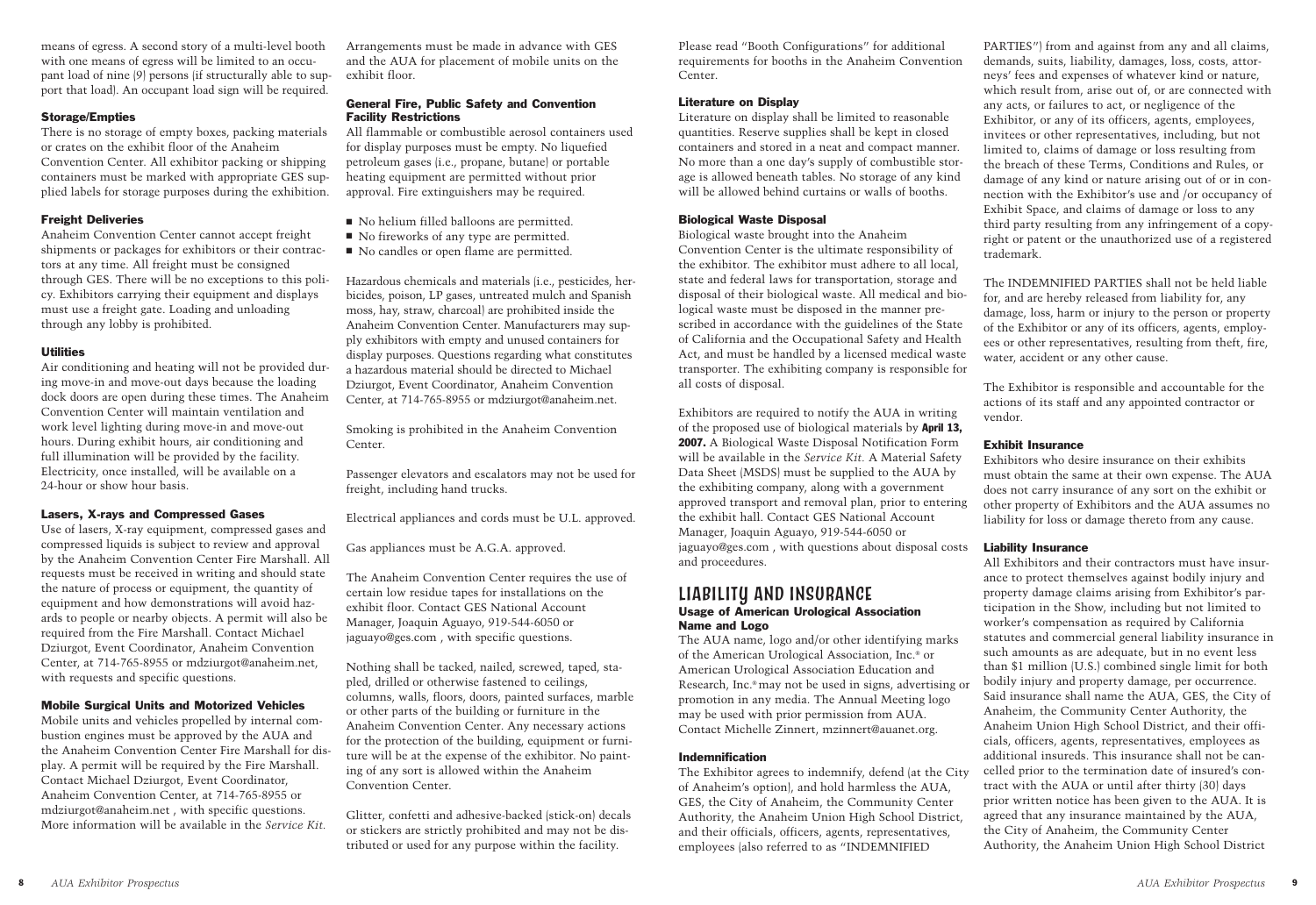means of egress. A second story of a multi-level booth with one means of egress will be limited to an occupant load of nine (9) persons (if structurally able to support that load). An occupant load sign will be required.

#### Storage/Empties

There is no storage of empty boxes, packing materials or crates on the exhibit floor of the Anaheim Convention Center. All exhibitor packing or shipping containers must be marked with appropriate GES supplied labels for storage purposes during the exhibition.

#### Freight Deliveries

Anaheim Convention Center cannot accept freight shipments or packages for exhibitors or their contractors at any time. All freight must be consigned through GES. There will be no exceptions to this policy. Exhibitors carrying their equipment and displays must use a freight gate. Loading and unloading through any lobby is prohibited.

#### Utilities

Air conditioning and heating will not be provided during move-in and move-out days because the loading dock doors are open during these times. The Anaheim Convention Center will maintain ventilation and work level lighting during move-in and move-out hours. During exhibit hours, air conditioning and full illumination will be provided by the facility. Electricity, once installed, will be available on a 24-hour or show hour basis.

#### Lasers, X-rays and Compressed Gases

Use of lasers, X-ray equipment, compressed gases and compressed liquids is subject to review and approval by the Anaheim Convention Center Fire Marshall. All requests must be received in writing and should state the nature of process or equipment, the quantity of equipment and how demonstrations will avoid hazards to people or nearby objects. A permit will also be required from the Fire Marshall. Contact Michael Dziurgot, Event Coordinator, Anaheim Convention Center, at 714-765-8955 or mdziurgot@anaheim.net, with requests and specific questions.

#### Mobile Surgical Units and Motorized Vehicles

Mobile units and vehicles propelled by internal combustion engines must be approved by the AUA and the Anaheim Convention Center Fire Marshall for display. A permit will be required by the Fire Marshall. Contact Michael Dziurgot, Event Coordinator, Anaheim Convention Center, at 714-765-8955 or mdziurgot@anaheim.net , with specific questions. More information will be available in the *Service Kit.*

Arrangements must be made in advance with GES and the AUA for placement of mobile units on the exhibit floor.

#### General Fire, Public Safety and Convention Facility Restrictions

All flammable or combustible aerosol containers used for display purposes must be empty. No liquefied petroleum gases (i.e., propane, butane) or portable heating equipment are permitted without prior approval. Fire extinguishers may be required.

- No helium filled balloons are permitted.
- No fireworks of any type are permitted.
- No candles or open flame are permitted.

Hazardous chemicals and materials (i.e., pesticides, herbicides, poison, LP gases, untreated mulch and Spanish moss, hay, straw, charcoal) are prohibited inside the Anaheim Convention Center. Manufacturers may supply exhibitors with empty and unused containers for display purposes. Questions regarding what constitutes a hazardous material should be directed to Michael Dziurgot, Event Coordinator, Anaheim Convention Center, at 714-765-8955 or mdziurgot@anaheim.net.

Smoking is prohibited in the Anaheim Convention Center.

Passenger elevators and escalators may not be used for freight, including hand trucks.

Electrical appliances and cords must be U.L. approved.

Gas appliances must be A.G.A. approved.

The Anaheim Convention Center requires the use of certain low residue tapes for installations on the exhibit floor. Contact GES National Account Manager, Joaquin Aguayo, 919-544-6050 or jaguayo@ges.com , with specific questions.

Nothing shall be tacked, nailed, screwed, taped, stapled, drilled or otherwise fastened to ceilings, columns, walls, floors, doors, painted surfaces, marble or other parts of the building or furniture in the Anaheim Convention Center. Any necessary actions for the protection of the building, equipment or furniture will be at the expense of the exhibitor. No painting of any sort is allowed within the Anaheim Convention Center.

Glitter, confetti and adhesive-backed (stick-on) decals or stickers are strictly prohibited and may not be distributed or used for any purpose within the facility.

Please read "Booth Configurations" for additional requirements for booths in the Anaheim Convention Center.

#### Literature on Display

Literature on display shall be limited to reasonable quantities. Reserve supplies shall be kept in closed containers and stored in a neat and compact manner. No more than a one day's supply of combustible storage is allowed beneath tables. No storage of any kind will be allowed behind curtains or walls of booths.

#### Biological Waste Disposal

Biological waste brought into the Anaheim Convention Center is the ultimate responsibility of the exhibitor. The exhibitor must adhere to all local, state and federal laws for transportation, storage and disposal of their biological waste. All medical and biological waste must be disposed in the manner prescribed in accordance with the guidelines of the State of California and the Occupational Safety and Health Act, and must be handled by a licensed medical waste transporter. The exhibiting company is responsible for all costs of disposal.

Exhibitors are required to notify the AUA in writing of the proposed use of biological materials by **April 13, 2007.** A Biological Waste Disposal Notification Form will be available in the *Service Kit.* A Material Safety Data Sheet (MSDS) must be supplied to the AUA by the exhibiting company, along with a government approved transport and removal plan, prior to entering the exhibit hall. Contact GES National Account Manager, Joaquin Aguayo, 919-544-6050 or jaguayo@ges.com , with questions about disposal costs and proceedures.

## LIABILITY AND INSURANCE

#### Usage of American Urological Association Name and Logo

The AUA name, logo and/or other identifying marks of the American Urological Association, Inc.® or American Urological Association Education and Research, Inc.® may not be used in signs, advertising or promotion in any media. The Annual Meeting logo may be used with prior permission from AUA. Contact Michelle Zinnert, mzinnert@auanet.org.

#### Indemnification

The Exhibitor agrees to indemnify, defend (at the City of Anaheim's option), and hold harmless the AUA, GES, the City of Anaheim, the Community Center Authority, the Anaheim Union High School District, and their officials, officers, agents, representatives, employees (also referred to as "INDEMNIFIED PARTIES") from and against from any and all claims, demands, suits, liability, damages, loss, costs, attorneys' fees and expenses of whatever kind or nature, which result from, arise out of, or are connected with any acts, or failures to act, or negligence of the Exhibitor, or any of its officers, agents, employees, invitees or other representatives, including, but not limited to, claims of damage or loss resulting from the breach of these Terms, Conditions and Rules, or damage of any kind or nature arising out of or in connection with the Exhibitor's use and /or occupancy of Exhibit Space, and claims of damage or loss to any third party resulting from any infringement of a copyright or patent or the unauthorized use of a registered trademark.

The INDEMNIFIED PARTIES shall not be held liable for, and are hereby released from liability for, any damage, loss, harm or injury to the person or property of the Exhibitor or any of its officers, agents, employees or other representatives, resulting from theft, fire, water, accident or any other cause.

The Exhibitor is responsible and accountable for the actions of its staff and any appointed contractor or vendor.

#### Exhibit Insurance

Exhibitors who desire insurance on their exhibits must obtain the same at their own expense. The AUA does not carry insurance of any sort on the exhibit or other property of Exhibitors and the AUA assumes no liability for loss or damage thereto from any cause.

#### Liability Insurance

All Exhibitors and their contractors must have insurance to protect themselves against bodily injury and property damage claims arising from Exhibitor's participation in the Show, including but not limited to worker's compensation as required by California statutes and commercial general liability insurance in such amounts as are adequate, but in no event less than $1 million (U.S.) combined single limit for both bodily injury and property damage, per occurrence. Said insurance shall name the AUA, GES, the City of Anaheim, the Community Center Authority, the Anaheim Union High School District, and their officials, officers, agents, representatives, employees as additional insureds. This insurance shall not be cancelled prior to the termination date of insured's contract with the AUA or until after thirty (30) days prior written notice has been given to the AUA. It is agreed that any insurance maintained by the AUA, the City of Anaheim, the Community Center Authority, the Anaheim Union High School District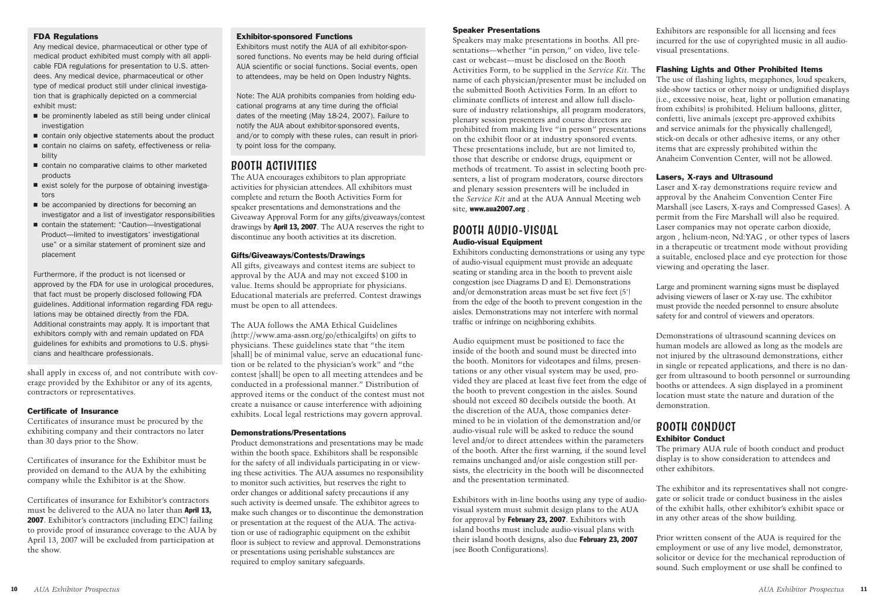### FDA Regulations

Any medical device, pharmaceutical or other type of medical product exhibited must comply with all applicable FDA regulations for presentation to U.S. attendees. Any medical device, pharmaceutical or other type of medical product still under clinical investigation that is graphically depicted on a commercial exhibit must:

- be prominently labeled as still being under clinical investigation
- contain only objective statements about the product
- contain no claims on safety, effectiveness or reliability
- contain no comparative claims to other marketed products
- exist solely for the purpose of obtaining investigators
- be accompanied by directions for becoming an investigator and a list of investigator responsibilities
- contain the statement: "Caution—Investigational Product—limited to investigators' investigational use" or a similar statement of prominent size and placement

Furthermore, if the product is not licensed or approved by the FDA for use in urological procedures, that fact must be properly disclosed following FDA guidelines. Additional information regarding FDA regulations may be obtained directly from the FDA. Additional constraints may apply. It is important that exhibitors comply with and remain updated on FDA guidelines for exhibits and promotions to U.S. physicians and healthcare professionals.

shall apply in excess of, and not contribute with coverage provided by the Exhibitor or any of its agents, contractors or representatives.

### Certificate of Insurance

Certificates of insurance must be procured by the exhibiting company and their contractors no later than 30 days prior to the Show.

Certificates of insurance for the Exhibitor must be provided on demand to the AUA by the exhibiting company while the Exhibitor is at the Show.

Certificates of insurance for Exhibitor's contractors must be delivered to the AUA no later than **April 13, 2007**. Exhibitor's contractors (including EDC) failing to provide proof of insurance coverage to the AUA by April 13, 2007 will be excluded from participation at the show.

### Exhibitor-sponsored Functions

Exhibitors must notify the AUA of all exhibitor-sponsored functions. No events may be held during official AUA scientific or social functions. Social events, open to attendees, may be held on Open Industry Nights.

Note: The AUA prohibits companies from holding educational programs at any time during the official dates of the meeting (May 18-24, 2007). Failure to notify the AUA about exhibitor-sponsored events, and/or to comply with these rules, can result in priority point loss for the company.

## BOOTH ACTIVITIES

The AUA encourages exhibitors to plan appropriate activities for physician attendees. All exhibitors must complete and return the Booth Activities Form for speaker presentations and demonstrations and the Giveaway Approval Form for any gifts/giveaways/contest drawings by **April 13, 2007**. The AUA reserves the right to discontinue any booth activities at its discretion.

### Gifts/Giveaways/Contests/Drawings

All gifts, giveaways and contest items are subject to approval by the AUA and may not exceed $100 in value. Items should be appropriate for physicians. Educational materials are preferred. Contest drawings must be open to all attendees.

The AUA follows the AMA Ethical Guidelines (http://www.ama-assn.org/go/ethicalgifts) on gifts to physicians. These guidelines state that "the item [shall] be of minimal value, serve an educational function or be related to the physician's work" and "the contest [shall] be open to all meeting attendees and be conducted in a professional manner." Distribution of approved items or the conduct of the contest must not create a nuisance or cause interference with adjoining exhibits. Local legal restrictions may govern approval.

### Demonstrations/Presentations

Product demonstrations and presentations may be made within the booth space. Exhibitors shall be responsible for the safety of all individuals participating in or viewing these activities. The AUA assumes no responsibility to monitor such activities, but reserves the right to order changes or additional safety precautions if any such activity is deemed unsafe. The exhibitor agrees to make such changes or to discontinue the demonstration or presentation at the request of the AUA. The activation or use of radiographic equipment on the exhibit floor is subject to review and approval. Demonstrations or presentations using perishable substances are required to employ sanitary safeguards.

### Speaker Presentations

Speakers may make presentations in booths. All presentations—whether "in person," on video, live telecast or webcast—must be disclosed on the Booth Activities Form, to be supplied in the *Service Kit*. The name of each physician/presenter must be included on the submitted Booth Activities Form. In an effort to eliminate conflicts of interest and allow full disclosure of industry relationships, all program moderators, plenary session presenters and course directors are prohibited from making live "in person" presentations on the exhibit floor or at industry sponsored events. These presentations include, but are not limited to, those that describe or endorse drugs, equipment or methods of treatment. To assist in selecting booth presenters, a list of program moderators, course directors and plenary session presenters will be included in the *Service Kit* and at the AUA Annual Meeting web site, **www.aua2007.org** .

## BOOTH AUDIO-VISUAL

### Audio-visual Equipment

Exhibitors conducting demonstrations or using any type of audio-visual equipment must provide an adequate seating or standing area in the booth to prevent aisle congestion (see Diagrams D and E). Demonstrations and/or demonstration areas must be set five feet (5') from the edge of the booth to prevent congestion in the aisles. Demonstrations may not interfere with normal traffic or infringe on neighboring exhibits.

Audio equipment must be positioned to face the inside of the booth and sound must be directed into the booth. Monitors for videotapes and films, presentations or any other visual system may be used, provided they are placed at least five feet from the edge of the booth to prevent congestion in the aisles. Sound should not exceed 80 decibels outside the booth. At the discretion of the AUA, those companies determined to be in violation of the demonstration and/or audio-visual rule will be asked to reduce the sound level and/or to direct attendees within the parameters of the booth. After the first warning, if the sound level remains unchanged and/or aisle congestion still persists, the electricity in the booth will be disconnected and the presentation terminated.

Exhibitors with in-line booths using any type of audio-visual system must submit design plans to the AUA for approval by **February 23, 2007**. Exhibitors with island booths must include audio-visual plans with their island booth designs, also due **February 23, 2007** (see Booth Configurations).

Exhibitors are responsible for all licensing and fees incurred for the use of copyrighted music in all audio-visual presentations.

### Flashing Lights and Other Prohibited Items

The use of flashing lights, megaphones, loud speakers, side-show tactics or other noisy or undignified displays (i.e., excessive noise, heat, light or pollution emanating from exhibits) is prohibited. Helium balloons, glitter, confetti, live animals (except pre-approved exhibits and service animals for the physically challenged), stick-on decals or other adhesive items, or any other items that are expressly prohibited within the Anaheim Convention Center, will not be allowed.

### Lasers, X-rays and Ultrasound

Laser and X-ray demonstrations require review and approval by the Anaheim Convention Center Fire Marshall (see Lasers, X-rays and Compressed Gases). A permit from the Fire Marshall will also be required. Laser companies may not operate carbon dioxide, argon , helium-neon, Nd:YAG , or other types of lasers in a therapeutic or treatment mode without providing a suitable, enclosed place and eye protection for those viewing and operating the laser.

Large and prominent warning signs must be displayed advising viewers of laser or X-ray use. The exhibitor must provide the needed personnel to ensure absolute safety for and control of viewers and operators.

Demonstrations of ultrasound scanning devices on human models are allowed as long as the models are not injured by the ultrasound demonstrations, either in single or repeated applications, and there is no danger from ultrasound to booth personnel or surrounding booths or attendees. A sign displayed in a prominent location must state the nature and duration of the demonstration.

## BOOTH CONDUCT

### Exhibitor Conduct

The primary AUA rule of booth conduct and product display is to show consideration to attendees and other exhibitors.

The exhibitor and its representatives shall not congregate or solicit trade or conduct business in the aisles of the exhibit halls, other exhibitor's exhibit space or in any other areas of the show building.

Prior written consent of the AUA is required for the employment or use of any live model, demonstrator, solicitor or device for the mechanical reproduction of sound. Such employment or use shall be confined to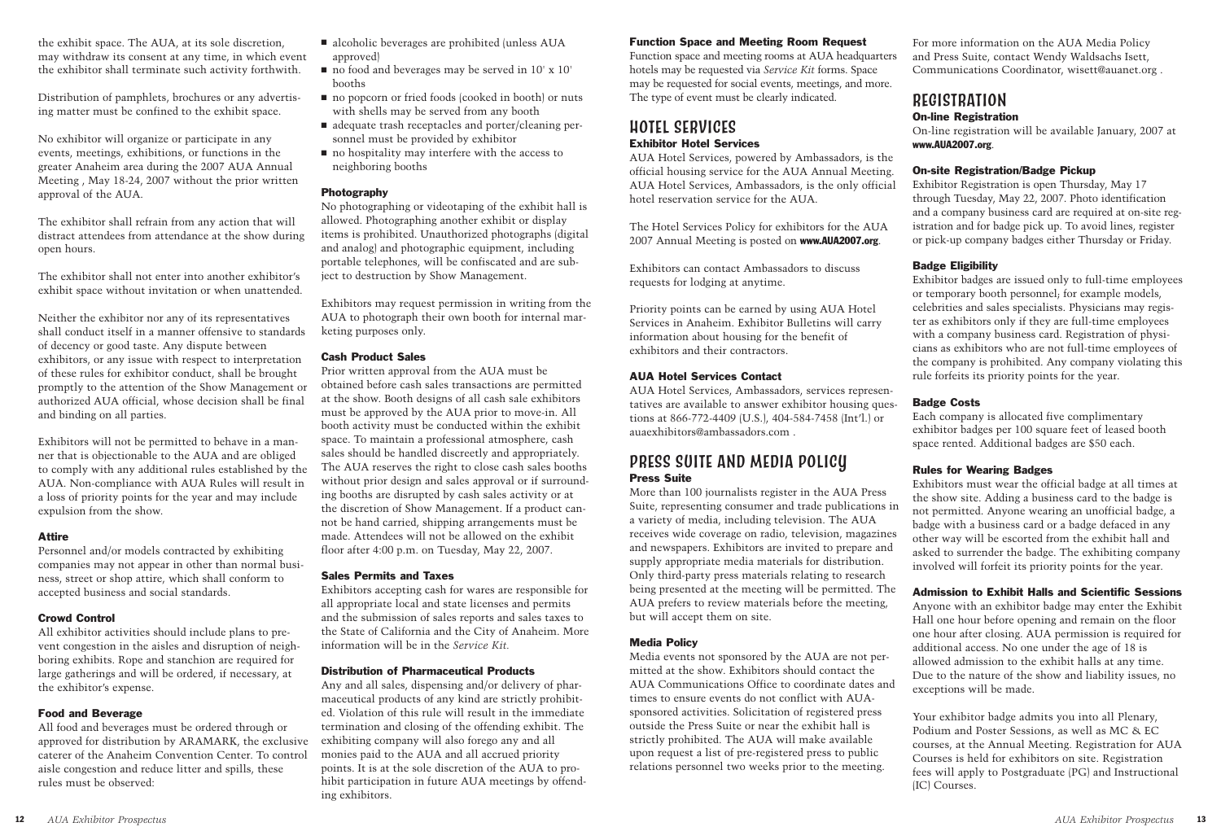the exhibit space. The AUA, at its sole discretion, may withdraw its consent at any time, in which event the exhibitor shall terminate such activity forthwith.

Distribution of pamphlets, brochures or any advertising matter must be confined to the exhibit space.

No exhibitor will organize or participate in any events, meetings, exhibitions, or functions in the greater Anaheim area during the 2007 AUA Annual Meeting , May 18-24, 2007 without the prior written approval of the AUA.

The exhibitor shall refrain from any action that will distract attendees from attendance at the show during open hours.

The exhibitor shall not enter into another exhibitor's exhibit space without invitation or when unattended.

Neither the exhibitor nor any of its representatives shall conduct itself in a manner offensive to standards of decency or good taste. Any dispute between exhibitors, or any issue with respect to interpretation of these rules for exhibitor conduct, shall be brought promptly to the attention of the Show Management or authorized AUA official, whose decision shall be final and binding on all parties.

Exhibitors will not be permitted to behave in a manner that is objectionable to the AUA and are obliged to comply with any additional rules established by the AUA. Non-compliance with AUA Rules will result in a loss of priority points for the year and may include expulsion from the show.

### Attire

Personnel and/or models contracted by exhibiting companies may not appear in other than normal business, street or shop attire, which shall conform to accepted business and social standards.

### Crowd Control

All exhibitor activities should include plans to prevent congestion in the aisles and disruption of neighboring exhibits. Rope and stanchion are required for large gatherings and will be ordered, if necessary, at the exhibitor's expense.

### Food and Beverage

All food and beverages must be ordered through or approved for distribution by ARAMARK, the exclusive caterer of the Anaheim Convention Center. To control aisle congestion and reduce litter and spills, these rules must be observed:

- alcoholic beverages are prohibited (unless AUA approved)
- no food and beverages may be served in 10' x 10' booths
- no popcorn or fried foods (cooked in booth) or nuts with shells may be served from any booth
- adequate trash receptacles and porter/cleaning personnel must be provided by exhibitor
- no hospitality may interfere with the access to neighboring booths

### Photography

No photographing or videotaping of the exhibit hall is allowed. Photographing another exhibit or display items is prohibited. Unauthorized photographs (digital and analog) and photographic equipment, including portable telephones, will be confiscated and are subject to destruction by Show Management.

Exhibitors may request permission in writing from the AUA to photograph their own booth for internal marketing purposes only.

### Cash Product Sales

Prior written approval from the AUA must be obtained before cash sales transactions are permitted at the show. Booth designs of all cash sale exhibitors must be approved by the AUA prior to move-in. All booth activity must be conducted within the exhibit space. To maintain a professional atmosphere, cash sales should be handled discreetly and appropriately. The AUA reserves the right to close cash sales booths without prior design and sales approval or if surrounding booths are disrupted by cash sales activity or at the discretion of Show Management. If a product cannot be hand carried, shipping arrangements must be made. Attendees will not be allowed on the exhibit floor after 4:00 p.m. on Tuesday, May 22, 2007.

### Sales Permits and Taxes

Exhibitors accepting cash for wares are responsible for all appropriate local and state licenses and permits and the submission of sales reports and sales taxes to the State of California and the City of Anaheim. More information will be in the *Service Kit.*

### Distribution of Pharmaceutical Products

Any and all sales, dispensing and/or delivery of pharmaceutical products of any kind are strictly prohibited. Violation of this rule will result in the immediate termination and closing of the offending exhibit. The exhibiting company will also forego any and all monies paid to the AUA and all accrued priority points. It is at the sole discretion of the AUA to prohibit participation in future AUA meetings by offending exhibitors.

### Function Space and Meeting Room Request

Function space and meeting rooms at AUA headquarters hotels may be requested via *Service Kit* forms. Space may be requested for social events, meetings, and more. The type of event must be clearly indicated.

## HOTEL SERVICES

### Exhibitor Hotel Services

AUA Hotel Services, powered by Ambassadors, is the official housing service for the AUA Annual Meeting. AUA Hotel Services, Ambassadors, is the only official hotel reservation service for the AUA.

The Hotel Services Policy for exhibitors for the AUA 2007 Annual Meeting is posted on **www.AUA2007.org**.

Exhibitors can contact Ambassadors to discuss requests for lodging at anytime.

Priority points can be earned by using AUA Hotel Services in Anaheim. Exhibitor Bulletins will carry information about housing for the benefit of exhibitors and their contractors.

### AUA Hotel Services Contact

AUA Hotel Services, Ambassadors, services representatives are available to answer exhibitor housing questions at 866-772-4409 (U.S.), 404-584-7458 (Int'l.) or auaexhibitors@ambassadors.com .

## PRESS SUITE AND MEDIA POLICY

### Press Suite

More than 100 journalists register in the AUA Press Suite, representing consumer and trade publications in a variety of media, including television. The AUA receives wide coverage on radio, television, magazines and newspapers. Exhibitors are invited to prepare and supply appropriate media materials for distribution. Only third-party press materials relating to research being presented at the meeting will be permitted. The AUA prefers to review materials before the meeting, but will accept them on site.

### Media Policy

Media events not sponsored by the AUA are not permitted at the show. Exhibitors should contact the AUA Communications Office to coordinate dates and times to ensure events do not conflict with AUA-sponsored activities. Solicitation of registered press outside the Press Suite or near the exhibit hall is strictly prohibited. The AUA will make available upon request a list of pre-registered press to public relations personnel two weeks prior to the meeting.

For more information on the AUA Media Policy and Press Suite, contact Wendy Waldsachs Isett, Communications Coordinator, wisett@auanet.org .

## REGISTRATION

### On-line Registration

On-line registration will be available January, 2007 at **www.AUA2007.org**.

### On-site Registration/Badge Pickup

Exhibitor Registration is open Thursday, May 17 through Tuesday, May 22, 2007. Photo identification and a company business card are required at on-site registration and for badge pick up. To avoid lines, register or pick-up company badges either Thursday or Friday.

### Badge Eligibility

Exhibitor badges are issued only to full-time employees or temporary booth personnel; for example models, celebrities and sales specialists. Physicians may register as exhibitors only if they are full-time employees with a company business card. Registration of physicians as exhibitors who are not full-time employees of the company is prohibited. Any company violating this rule forfeits its priority points for the year.

### Badge Costs

Each company is allocated five complimentary exhibitor badges per 100 square feet of leased booth space rented. Additional badges are $50 each.

### Rules for Wearing Badges

Exhibitors must wear the official badge at all times at the show site. Adding a business card to the badge is not permitted. Anyone wearing an unofficial badge, a badge with a business card or a badge defaced in any other way will be escorted from the exhibit hall and asked to surrender the badge. The exhibiting company involved will forfeit its priority points for the year.

### Admission to Exhibit Halls and Scientific Sessions

Anyone with an exhibitor badge may enter the Exhibit Hall one hour before opening and remain on the floor one hour after closing. AUA permission is required for additional access. No one under the age of 18 is allowed admission to the exhibit halls at any time. Due to the nature of the show and liability issues, no exceptions will be made.

Your exhibitor badge admits you into all Plenary, Podium and Poster Sessions, as well as MC & EC courses, at the Annual Meeting. Registration for AUA Courses is held for exhibitors on site. Registration fees will apply to Postgraduate (PG) and Instructional (IC) Courses.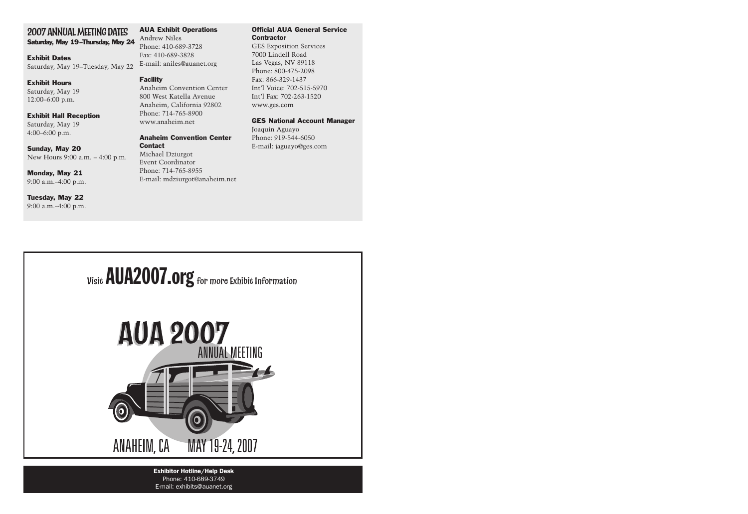## 2007 ANNUAL MEETING DATES

**Saturday, May 19–Thursday, May 24**

**Exhibit Dates**
Saturday, May 19–Tuesday, May 22

**Exhibit Hours**
Saturday, May 19
12:00–6:00 p.m.

**Exhibit Hall Reception**
Saturday, May 19
4:00–6:00 p.m.

**Sunday, May 20**
New Hours 9:00 a.m. – 4:00 p.m.

**Monday, May 21**
9:00 a.m.–4:00 p.m.

**Tuesday, May 22**
9:00 a.m.–4:00 p.m.

**AUA Exhibit Operations**
Andrew Niles
Phone: 410-689-3728
Fax: 410-689-3828
E-mail: aniles@auanet.org

**Facility**
Anaheim Convention Center
800 West Katella Avenue
Anaheim, California 92802
Phone: 714-765-8900
www.anaheim.net

**Anaheim Convention Center Contact**
Michael Dziurgot
Event Coordinator
Phone: 714-765-8955
E-mail: mdziurgot@anaheim.net

**Official AUA General Service Contractor**
GES Exposition Services
7000 Lindell Road
Las Vegas, NV 89118
Phone: 800-475-2098
Fax: 866-329-1437
Int'l Voice: 702-515-5970
Int'l Fax: 702-263-1520
www.ges.com

**GES National Account Manager**
Joaquin Aguayo
Phone: 919-544-6050
E-mail: jaguayo@ges.com

Visit **AUA2007.org** for more Exhibit Information

AUA 2007
ANNUAL MEETING
ANAHEIM, CA MAY 19-24, 2007

**Exhibitor Hotline/Help Desk**
Phone: 410-689-3749
E-mail: exhibits@auanet.org